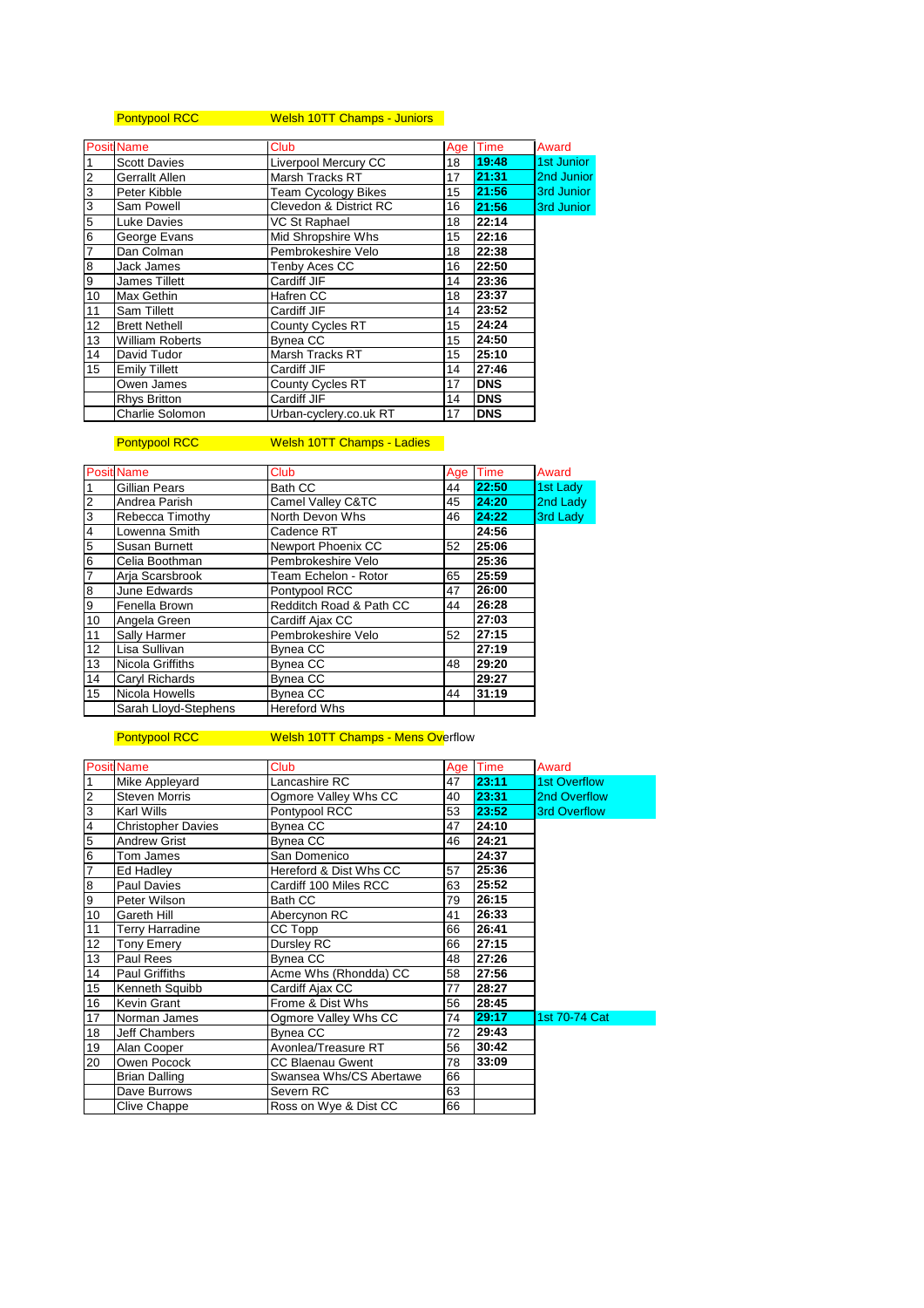Pontypool RCC — Welsh 10TT Champs - Juniors

| Posit | Name | Club | Age | Time | Award |
|---|---|---|---|---|---|
| 1 | Scott Davies | Liverpool Mercury CC | 18 | **19:48** | 1st Junior |
| 2 | Gerrallt Allen | Marsh Tracks RT | 17 | **21:31** | 2nd Junior |
| 3 | Peter Kibble | Team Cycology Bikes | 15 | **21:56** | 3rd Junior |
| 3 | Sam Powell | Clevedon & District RC | 16 | **21:56** | 3rd Junior |
| 5 | Luke Davies | VC St Raphael | 18 | **22:14** | |
| 6 | George Evans | Mid Shropshire Whs | 15 | **22:16** | |
| 7 | Dan Colman | Pembrokeshire Velo | 18 | **22:38** | |
| 8 | Jack James | Tenby Aces CC | 16 | **22:50** | |
| 9 | James Tillett | Cardiff JIF | 14 | **23:36** | |
| 10 | Max Gethin | Hafren CC | 18 | **23:37** | |
| 11 | Sam Tillett | Cardiff JIF | 14 | **23:52** | |
| 12 | Brett Nethell | County Cycles RT | 15 | **24:24** | |
| 13 | William Roberts | Bynea CC | 15 | **24:50** | |
| 14 | David Tudor | Marsh Tracks RT | 15 | **25:10** | |
| 15 | Emily Tillett | Cardiff JIF | 14 | **27:46** | |
| | Owen James | County Cycles RT | 17 | **DNS** | |
| | Rhys Britton | Cardiff JIF | 14 | **DNS** | |
| | Charlie Solomon | Urban-cyclery.co.uk RT | 17 | **DNS** | |

Pontypool RCC — Welsh 10TT Champs - Ladies

| Posit | Name | Club | Age | Time | Award |
|---|---|---|---|---|---|
| 1 | Gillian Pears | Bath CC | 44 | **22:50** | 1st Lady |
| 2 | Andrea Parish | Camel Valley C&TC | 45 | **24:20** | 2nd Lady |
| 3 | Rebecca Timothy | North Devon Whs | 46 | **24:22** | 3rd Lady |
| 4 | Lowenna Smith | Cadence RT | | **24:56** | |
| 5 | Susan Burnett | Newport Phoenix CC | 52 | **25:06** | |
| 6 | Celia Boothman | Pembrokeshire Velo | | **25:36** | |
| 7 | Arja Scarsbrook | Team Echelon - Rotor | 65 | **25:59** | |
| 8 | June Edwards | Pontypool RCC | 47 | **26:00** | |
| 9 | Fenella Brown | Redditch Road & Path CC | 44 | **26:28** | |
| 10 | Angela Green | Cardiff Ajax CC | | **27:03** | |
| 11 | Sally Harmer | Pembrokeshire Velo | 52 | **27:15** | |
| 12 | Lisa Sullivan | Bynea CC | | **27:19** | |
| 13 | Nicola Griffiths | Bynea CC | 48 | **29:20** | |
| 14 | Caryl Richards | Bynea CC | | **29:27** | |
| 15 | Nicola Howells | Bynea CC | 44 | **31:19** | |
| | Sarah Lloyd-Stephens | Hereford Whs | | | |

Pontypool RCC — Welsh 10TT Champs - Mens Overflow

| Posit | Name | Club | Age | Time | Award |
|---|---|---|---|---|---|
| 1 | Mike Appleyard | Lancashire RC | 47 | **23:11** | 1st Overflow |
| 2 | Steven Morris | Ogmore Valley Whs CC | 40 | **23:31** | 2nd Overflow |
| 3 | Karl Wills | Pontypool RCC | 53 | **23:52** | 3rd Overflow |
| 4 | Christopher Davies | Bynea CC | 47 | **24:10** | |
| 5 | Andrew Grist | Bynea CC | 46 | **24:21** | |
| 6 | Tom James | San Domenico | | **24:37** | |
| 7 | Ed Hadley | Hereford & Dist Whs CC | 57 | **25:36** | |
| 8 | Paul Davies | Cardiff 100 Miles RCC | 63 | **25:52** | |
| 9 | Peter Wilson | Bath CC | 79 | **26:15** | |
| 10 | Gareth Hill | Abercynon RC | 41 | **26:33** | |
| 11 | Terry Harradine | CC Topp | 66 | **26:41** | |
| 12 | Tony Emery | Dursley RC | 66 | **27:15** | |
| 13 | Paul Rees | Bynea CC | 48 | **27:26** | |
| 14 | Paul Griffiths | Acme Whs (Rhondda) CC | 58 | **27:56** | |
| 15 | Kenneth Squibb | Cardiff Ajax CC | 77 | **28:27** | |
| 16 | Kevin Grant | Frome & Dist Whs | 56 | **28:45** | |
| 17 | Norman James | Ogmore Valley Whs CC | 74 | **29:17** | 1st 70-74 Cat |
| 18 | Jeff Chambers | Bynea CC | 72 | **29:43** | |
| 19 | Alan Cooper | Avonlea/Treasure RT | 56 | **30:42** | |
| 20 | Owen Pocock | CC Blaenau Gwent | 78 | **33:09** | |
| | Brian Dalling | Swansea Whs/CS Abertawe | 66 | | |
| | Dave Burrows | Severn RC | 63 | | |
| | Clive Chappe | Ross on Wye & Dist CC | 66 | | |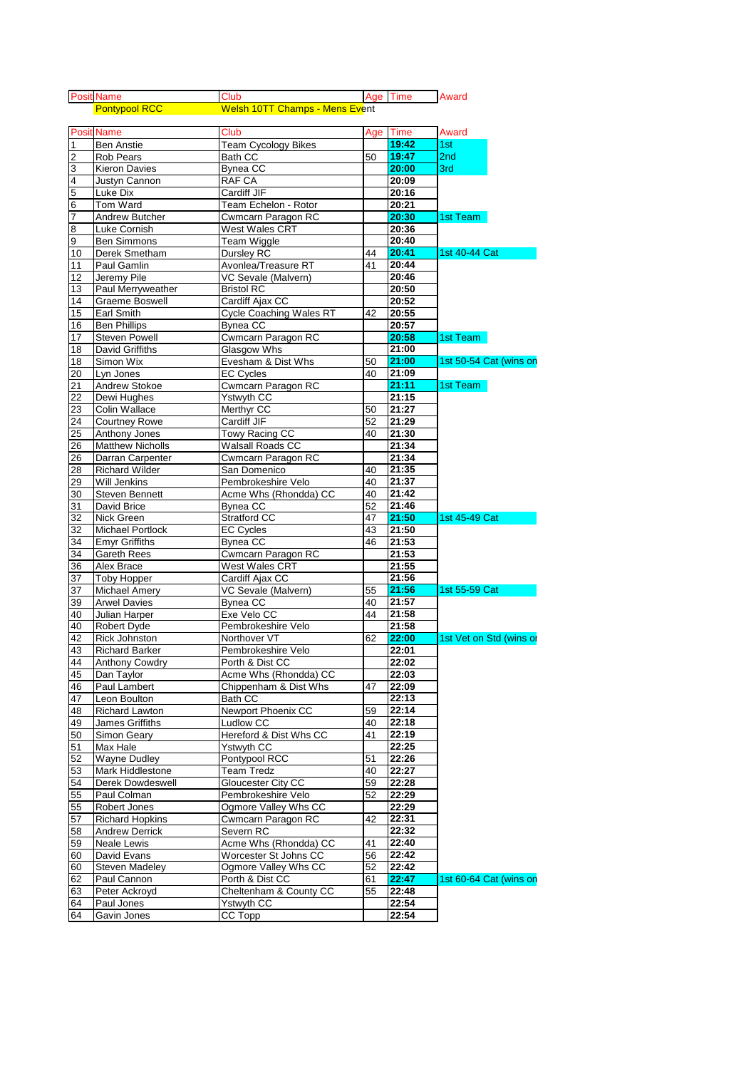| Posit | Name | Club | Age | Time | Award |
|---|---|---|---|---|---|
| | Pontypool RCC | Welsh 10TT Champs - Mens Event | | | |

| Posit | Name | Club | Age | Time | Award |
|---|---|---|---|---|---|
| 1 | Ben Anstie | Team Cycology Bikes | | **19:42** | 1st |
| 2 | Rob Pears | Bath CC | 50 | **19:47** | 2nd |
| 3 | Kieron Davies | Bynea CC | | **20:00** | 3rd |
| 4 | Justyn Cannon | RAF CA | | **20:09** | |
| 5 | Luke Dix | Cardiff JIF | | **20:16** | |
| 6 | Tom Ward | Team Echelon - Rotor | | **20:21** | |
| 7 | Andrew Butcher | Cwmcarn Paragon RC | | **20:30** | 1st Team |
| 8 | Luke Cornish | West Wales CRT | | **20:36** | |
| 9 | Ben Simmons | Team Wiggle | | **20:40** | |
| 10 | Derek Smetham | Dursley RC | 44 | **20:41** | 1st 40-44 Cat |
| 11 | Paul Gamlin | Avonlea/Treasure RT | 41 | **20:44** | |
| 12 | Jeremy Pile | VC Sevale (Malvern) | | **20:46** | |
| 13 | Paul Merryweather | Bristol RC | | **20:50** | |
| 14 | Graeme Boswell | Cardiff Ajax CC | | **20:52** | |
| 15 | Earl Smith | Cycle Coaching Wales RT | 42 | **20:55** | |
| 16 | Ben Phillips | Bynea CC | | **20:57** | |
| 17 | Steven Powell | Cwmcarn Paragon RC | | **20:58** | 1st Team |
| 18 | David Griffiths | Glasgow Whs | | **21:00** | |
| 18 | Simon Wix | Evesham & Dist Whs | 50 | **21:00** | 1st 50-54 Cat (wins on |
| 20 | Lyn Jones | EC Cycles | 40 | **21:09** | |
| 21 | Andrew Stokoe | Cwmcarn Paragon RC | | **21:11** | 1st Team |
| 22 | Dewi Hughes | Ystwyth CC | | **21:15** | |
| 23 | Colin Wallace | Merthyr CC | 50 | **21:27** | |
| 24 | Courtney Rowe | Cardiff JIF | 52 | **21:29** | |
| 25 | Anthony Jones | Towy Racing CC | 40 | **21:30** | |
| 26 | Matthew Nicholls | Walsall Roads CC | | **21:34** | |
| 26 | Darran Carpenter | Cwmcarn Paragon RC | | **21:34** | |
| 28 | Richard Wilder | San Domenico | 40 | **21:35** | |
| 29 | Will Jenkins | Pembrokeshire Velo | 40 | **21:37** | |
| 30 | Steven Bennett | Acme Whs (Rhondda) CC | 40 | **21:42** | |
| 31 | David Brice | Bynea CC | 52 | **21:46** | |
| 32 | Nick Green | Stratford CC | 47 | **21:50** | 1st 45-49 Cat |
| 32 | Michael Portlock | EC Cycles | 43 | **21:50** | |
| 34 | Emyr Griffiths | Bynea CC | 46 | **21:53** | |
| 34 | Gareth Rees | Cwmcarn Paragon RC | | **21:53** | |
| 36 | Alex Brace | West Wales CRT | | **21:55** | |
| 37 | Toby Hopper | Cardiff Ajax CC | | **21:56** | |
| 37 | Michael Amery | VC Sevale (Malvern) | 55 | **21:56** | 1st 55-59 Cat |
| 39 | Arwel Davies | Bynea CC | 40 | **21:57** | |
| 40 | Julian Harper | Exe Velo CC | 44 | **21:58** | |
| 40 | Robert Dyde | Pembrokeshire Velo | | **21:58** | |
| 42 | Rick Johnston | Northover VT | 62 | **22:00** | 1st Vet on Std (wins or |
| 43 | Richard Barker | Pembrokeshire Velo | | **22:01** | |
| 44 | Anthony Cowdry | Porth & Dist CC | | **22:02** | |
| 45 | Dan Taylor | Acme Whs (Rhondda) CC | | **22:03** | |
| 46 | Paul Lambert | Chippenham & Dist Whs | 47 | **22:09** | |
| 47 | Leon Boulton | Bath CC | | **22:13** | |
| 48 | Richard Lawton | Newport Phoenix CC | 59 | **22:14** | |
| 49 | James Griffiths | Ludlow CC | 40 | **22:18** | |
| 50 | Simon Geary | Hereford & Dist Whs CC | 41 | **22:19** | |
| 51 | Max Hale | Ystwyth CC | | **22:25** | |
| 52 | Wayne Dudley | Pontypool RCC | 51 | **22:26** | |
| 53 | Mark Hiddlestone | Team Tredz | 40 | **22:27** | |
| 54 | Derek Dowdeswell | Gloucester City CC | 59 | **22:28** | |
| 55 | Paul Colman | Pembrokeshire Velo | 52 | **22:29** | |
| 55 | Robert Jones | Ogmore Valley Whs CC | | **22:29** | |
| 57 | Richard Hopkins | Cwmcarn Paragon RC | 42 | **22:31** | |
| 58 | Andrew Derrick | Severn RC | | **22:32** | |
| 59 | Neale Lewis | Acme Whs (Rhondda) CC | 41 | **22:40** | |
| 60 | David Evans | Worcester St Johns CC | 56 | **22:42** | |
| 60 | Steven Madeley | Ogmore Valley Whs CC | 52 | **22:42** | |
| 62 | Paul Cannon | Porth & Dist CC | 61 | **22:47** | 1st 60-64 Cat (wins on |
| 63 | Peter Ackroyd | Cheltenham & County CC | 55 | **22:48** | |
| 64 | Paul Jones | Ystwyth CC | | **22:54** | |
| 64 | Gavin Jones | CC Topp | | **22:54** | |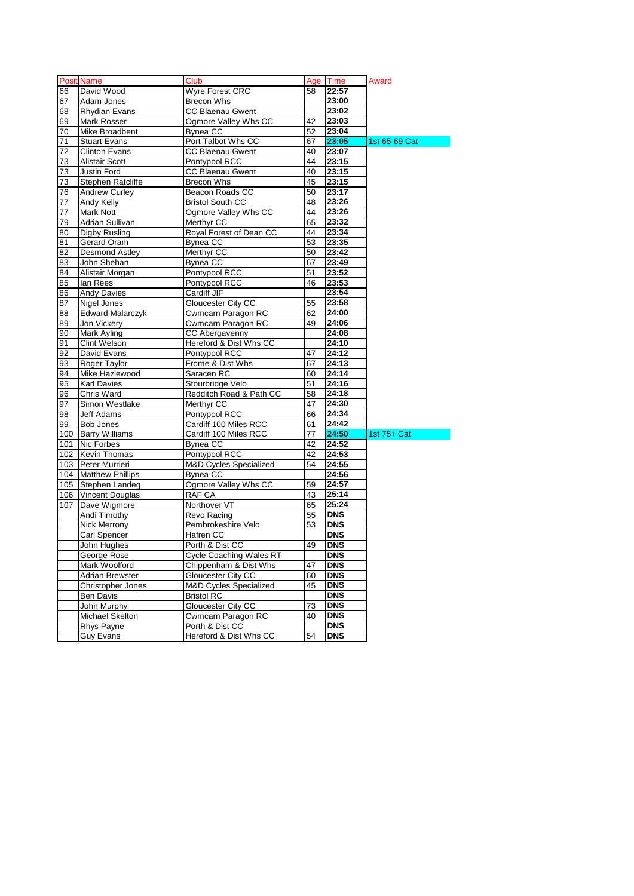| Posit | Name | Club | Age | Time | Award |
|---|---|---|---|---|---|
| 66 | David Wood | Wyre Forest CRC | 58 | 22:57 | |
| 67 | Adam Jones | Brecon Whs | | 23:00 | |
| 68 | Rhydian Evans | CC Blaenau Gwent | | 23:02 | |
| 69 | Mark Rosser | Ogmore Valley Whs CC | 42 | 23:03 | |
| 70 | Mike Broadbent | Bynea CC | 52 | 23:04 | |
| 71 | Stuart Evans | Port Talbot Whs CC | 67 | 23:05 | 1st 65-69 Cat |
| 72 | Clinton Evans | CC Blaenau Gwent | 40 | 23:07 | |
| 73 | Alistair Scott | Pontypool RCC | 44 | 23:15 | |
| 73 | Justin Ford | CC Blaenau Gwent | 40 | 23:15 | |
| 73 | Stephen Ratcliffe | Brecon Whs | 45 | 23:15 | |
| 76 | Andrew Curley | Beacon Roads CC | 50 | 23:17 | |
| 77 | Andy Kelly | Bristol South CC | 48 | 23:26 | |
| 77 | Mark Nott | Ogmore Valley Whs CC | 44 | 23:26 | |
| 79 | Adrian Sullivan | Merthyr CC | 65 | 23:32 | |
| 80 | Digby Rusling | Royal Forest of Dean CC | 44 | 23:34 | |
| 81 | Gerard Oram | Bynea CC | 53 | 23:35 | |
| 82 | Desmond Astley | Merthyr CC | 50 | 23:42 | |
| 83 | John Shehan | Bynea CC | 67 | 23:49 | |
| 84 | Alistair Morgan | Pontypool RCC | 51 | 23:52 | |
| 85 | Ian Rees | Pontypool RCC | 46 | 23:53 | |
| 86 | Andy Davies | Cardiff JIF | | 23:54 | |
| 87 | Nigel Jones | Gloucester City CC | 55 | 23:58 | |
| 88 | Edward Malarczyk | Cwmcarn Paragon RC | 62 | 24:00 | |
| 89 | Jon Vickery | Cwmcarn Paragon RC | 49 | 24:06 | |
| 90 | Mark Ayling | CC Abergavenny | | 24:08 | |
| 91 | Clint Welson | Hereford & Dist Whs CC | | 24:10 | |
| 92 | David Evans | Pontypool RCC | 47 | 24:12 | |
| 93 | Roger Taylor | Frome & Dist Whs | 67 | 24:13 | |
| 94 | Mike Hazlewood | Saracen RC | 60 | 24:14 | |
| 95 | Karl Davies | Stourbridge Velo | 51 | 24:16 | |
| 96 | Chris Ward | Redditch Road & Path CC | 58 | 24:18 | |
| 97 | Simon Westlake | Merthyr CC | 47 | 24:30 | |
| 98 | Jeff Adams | Pontypool RCC | 66 | 24:34 | |
| 99 | Bob Jones | Cardiff 100 Miles RCC | 61 | 24:42 | |
| 100 | Barry Williams | Cardiff 100 Miles RCC | 77 | 24:50 | 1st 75+ Cat |
| 101 | Nic Forbes | Bynea CC | 42 | 24:52 | |
| 102 | Kevin Thomas | Pontypool RCC | 42 | 24:53 | |
| 103 | Peter Murrieri | M&D Cycles Specialized | 54 | 24:55 | |
| 104 | Matthew Phillips | Bynea CC | | 24:56 | |
| 105 | Stephen Landeg | Ogmore Valley Whs CC | 59 | 24:57 | |
| 106 | Vincent Douglas | RAF CA | 43 | 25:14 | |
| 107 | Dave Wigmore | Northover VT | 65 | 25:24 | |
| | Andi Timothy | Revo Racing | 55 | DNS | |
| | Nick Merrony | Pembrokeshire Velo | 53 | DNS | |
| | Carl Spencer | Hafren CC | | DNS | |
| | John Hughes | Porth & Dist CC | 49 | DNS | |
| | George Rose | Cycle Coaching Wales RT | | DNS | |
| | Mark Woolford | Chippenham & Dist Whs | 47 | DNS | |
| | Adrian Brewster | Gloucester City CC | 60 | DNS | |
| | Christopher Jones | M&D Cycles Specialized | 45 | DNS | |
| | Ben Davis | Bristol RC | | DNS | |
| | John Murphy | Gloucester City CC | 73 | DNS | |
| | Michael Skelton | Cwmcarn Paragon RC | 40 | DNS | |
| | Rhys Payne | Porth & Dist CC | | DNS | |
| | Guy Evans | Hereford & Dist Whs CC | 54 | DNS | |